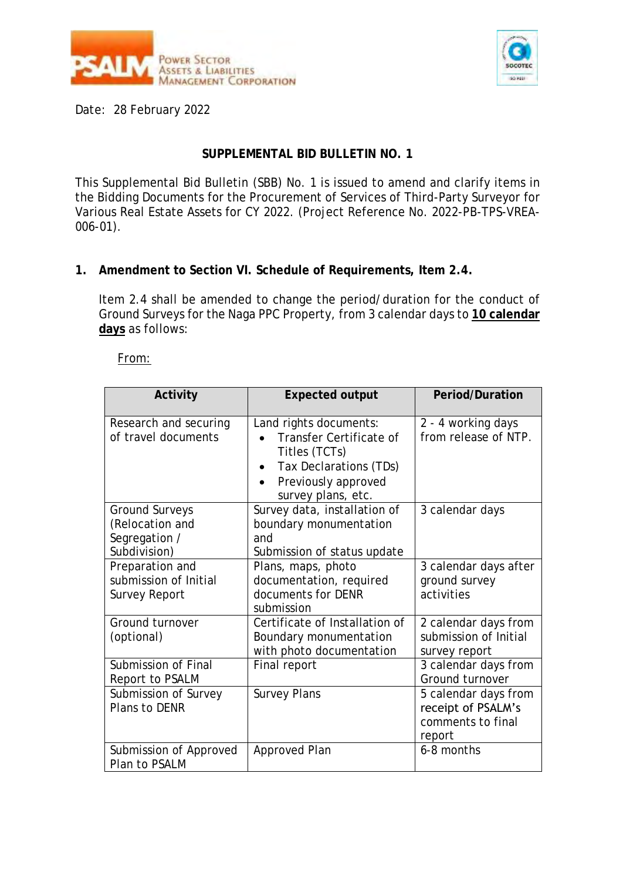Date: 28 February 2022

## SUPPLEMENTAL BID BULLETIN NO. 1

This Supplemental Bid Bulletin (SBB) No. 1 is issued to amend and clarify items in the Bidding Documents for the Procurement of Services of Third-Party Surveyor for Various Real Estate Assets for CY 2022. (Project Reference No. 2022-PB-TPS-VREA-006-01).

### 1. Amendment to Section VI. Schedule of Requirements, Item 2.4.

Item 2.4 shall be amended to change the period/duration for the conduct of Ground Surveys for the Naga PPC Property, from 3 calendar days to **10 calendar days** as follows:

From:

| Activity | Expected output | Period/Duration |
|---|---|---|
| Research and securing of travel documents | Land rights documents:<br>• Transfer Certificate of Titles (TCTs)<br>• Tax Declarations (TDs)<br>• Previously approved survey plans, etc. | 2 - 4 working days from release of NTP. |
| Ground Surveys (Relocation and Segregation / Subdivision) | Survey data, installation of boundary monumentation and<br>Submission of status update | 3 calendar days |
| Preparation and submission of Initial Survey Report | Plans, maps, photo documentation, required documents for DENR submission | 3 calendar days after ground survey activities |
| Ground turnover (optional) | Certificate of Installation of Boundary monumentation with photo documentation | 2 calendar days from submission of Initial survey report |
| Submission of Final Report to PSALM | Final report | 3 calendar days from Ground turnover |
| Submission of Survey Plans to DENR | Survey Plans | 5 calendar days from receipt of PSALM's comments to final report |
| Submission of Approved Plan to PSALM | Approved Plan | 6-8 months |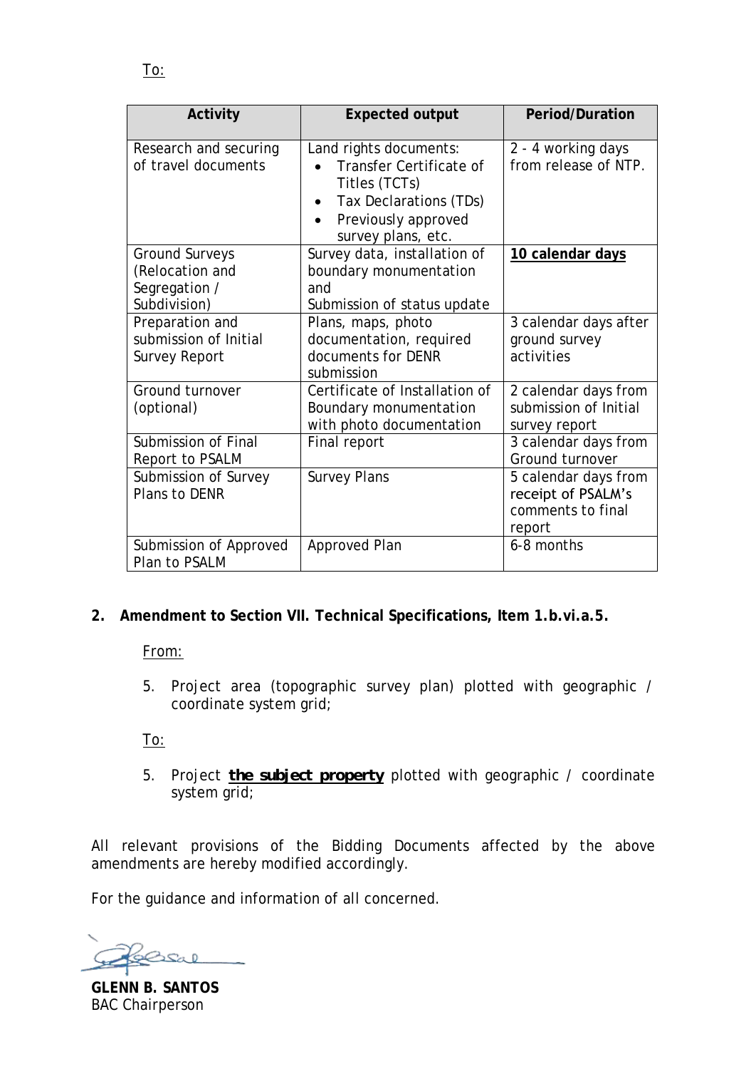To:

| Activity | Expected output | Period/Duration |
|---|---|---|
| Research and securing of travel documents | Land rights documents:<br>• Transfer Certificate of Titles (TCTs)<br>• Tax Declarations (TDs)<br>• Previously approved survey plans, etc. | 2 - 4 working days from release of NTP. |
| Ground Surveys (Relocation and Segregation / Subdivision) | Survey data, installation of boundary monumentation and Submission of status update | **<u>10 calendar days</u>** |
| Preparation and submission of Initial Survey Report | Plans, maps, photo documentation, required documents for DENR submission | 3 calendar days after ground survey activities |
| Ground turnover (optional) | Certificate of Installation of Boundary monumentation with photo documentation | 2 calendar days from submission of Initial survey report |
| Submission of Final Report to PSALM | Final report | 3 calendar days from Ground turnover |
| Submission of Survey Plans to DENR | Survey Plans | 5 calendar days from receipt of PSALM's comments to final report |
| Submission of Approved Plan to PSALM | Approved Plan | 6-8 months |

**2. Amendment to Section VII. Technical Specifications, Item 1.b.vi.a.5.**

From:

5. Project area (topographic survey plan) plotted with geographic / coordinate system grid;

To:

5. Project **<u>the subject property</u>** plotted with geographic / coordinate system grid;

All relevant provisions of the Bidding Documents affected by the above amendments are hereby modified accordingly.

For the guidance and information of all concerned.

**GLENN B. SANTOS**
BAC Chairperson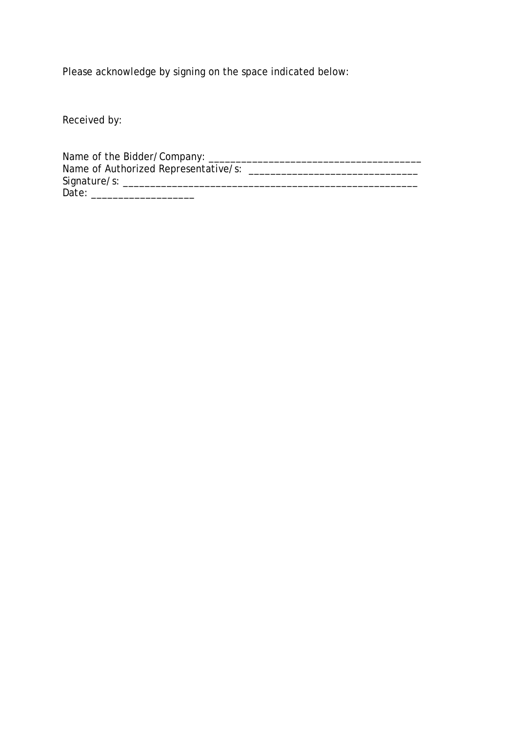Please acknowledge by signing on the space indicated below:

Received by:

Name of the Bidder/Company: _______________________________________
Name of Authorized Representative/s: ______________________________
Signature/s: _______________________________________________________
Date: ___________________